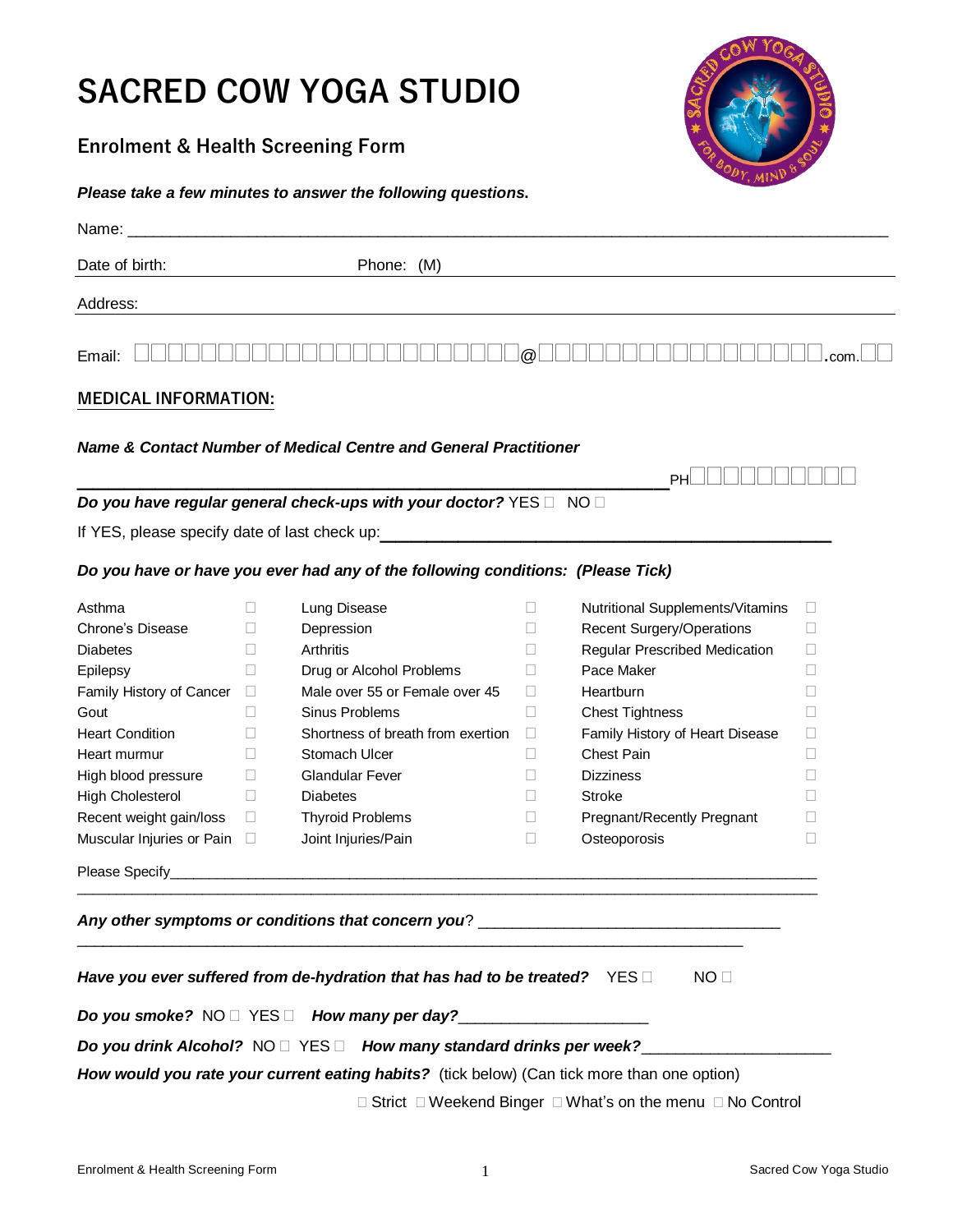# SACRED COW YOGA STUDIO

## Enrolment & Health Screening Form

***Please take a few minutes to answer the following questions.***

Name: ___________________________________________________________________________

Date of birth: ____________________ Phone: (M) ____________________________________

Address: _________________________________________________________________________

Email: ☐☐☐☐☐☐☐☐☐☐☐☐☐☐☐☐☐☐☐☐☐☐☐☐@☐☐☐☐☐☐☐☐☐☐☐☐☐☐☐☐.com.☐☐

### MEDICAL INFORMATION:

***Name & Contact Number of Medical Centre and General Practitioner***

______________________________________________________________ PH☐☐☐☐☐☐☐☐☐☐

***Do you have regular general check-ups with your doctor?*** YES ☐ NO ☐

If YES, please specify date of last check up: ______________________________________________

***Do you have or have you ever had any of the following conditions: (Please Tick)***

| | | | | | |
|---|---|---|---|---|---|
| Asthma | ☐ | Lung Disease | ☐ | Nutritional Supplements/Vitamins | ☐ |
| Chrone's Disease | ☐ | Depression | ☐ | Recent Surgery/Operations | ☐ |
| Diabetes | ☐ | Arthritis | ☐ | Regular Prescribed Medication | ☐ |
| Epilepsy | ☐ | Drug or Alcohol Problems | ☐ | Pace Maker | ☐ |
| Family History of Cancer | ☐ | Male over 55 or Female over 45 | ☐ | Heartburn | ☐ |
| Gout | ☐ | Sinus Problems | ☐ | Chest Tightness | ☐ |
| Heart Condition | ☐ | Shortness of breath from exertion | ☐ | Family History of Heart Disease | ☐ |
| Heart murmur | ☐ | Stomach Ulcer | ☐ | Chest Pain | ☐ |
| High blood pressure | ☐ | Glandular Fever | ☐ | Dizziness | ☐ |
| High Cholesterol | ☐ | Diabetes | ☐ | Stroke | ☐ |
| Recent weight gain/loss | ☐ | Thyroid Problems | ☐ | Pregnant/Recently Pregnant | ☐ |
| Muscular Injuries or Pain | ☐ | Joint Injuries/Pain | ☐ | Osteoporosis | ☐ |

Please Specify_____________________________________________________________________________

___________________________________________________________________________________________

***Any other symptoms or conditions that concern you***? ___________________________________

___________________________________________________________________________________________

***Have you ever suffered from de-hydration that has had to be treated?*** YES ☐ NO ☐

***Do you smoke?*** NO ☐ YES ☐ ***How many per day?***______________________

***Do you drink Alcohol?*** NO ☐ YES ☐ ***How many standard drinks per week?***_____________________

***How would you rate your current eating habits?*** (tick below) (Can tick more than one option)

☐ Strict ☐ Weekend Binger ☐ What's on the menu ☐ No Control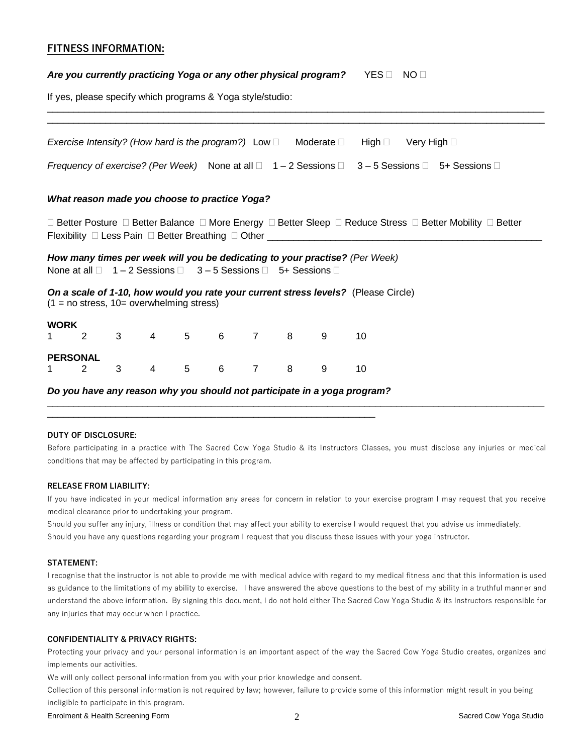## FITNESS INFORMATION:

***Are you currently practicing Yoga or any other physical program?*** YES ☐ NO ☐

If yes, please specify which programs & Yoga style/studio:

______________________________________________________________________________________

______________________________________________________________________________________

*Exercise Intensity? (How hard is the program?)* Low ☐ Moderate ☐ High ☐ Very High ☐

*Frequency of exercise? (Per Week)* None at all ☐ 1 – 2 Sessions ☐ 3 – 5 Sessions ☐ 5+ Sessions ☐

***What reason made you choose to practice Yoga?***

☐ Better Posture ☐ Better Balance ☐ More Energy ☐ Better Sleep ☐ Reduce Stress ☐ Better Mobility ☐ Better Flexibility ☐ Less Pain ☐ Better Breathing ☐ Other ______________________________________________

***How many times per week will you be dedicating to your practise?*** *(Per Week)*
None at all ☐ 1 – 2 Sessions ☐ 3 – 5 Sessions ☐ 5+ Sessions ☐

***On a scale of 1-10, how would you rate your current stress levels?*** (Please Circle)
(1 = no stress, 10= overwhelming stress)

**WORK**
1 2 3 4 5 6 7 8 9 10

**PERSONAL**
1 2 3 4 5 6 7 8 9 10

***Do you have any reason why you should not participate in a yoga program?***

______________________________________________________________________________________

____________________________________________________________

**DUTY OF DISCLOSURE:**

Before participating in a practice with The Sacred Cow Yoga Studio & its Instructors Classes, you must disclose any injuries or medical conditions that may be affected by participating in this program.

**RELEASE FROM LIABILITY:**

If you have indicated in your medical information any areas for concern in relation to your exercise program I may request that you receive medical clearance prior to undertaking your program.

Should you suffer any injury, illness or condition that may affect your ability to exercise I would request that you advise us immediately.

Should you have any questions regarding your program I request that you discuss these issues with your yoga instructor.

**STATEMENT:**

I recognise that the instructor is not able to provide me with medical advice with regard to my medical fitness and that this information is used as guidance to the limitations of my ability to exercise. I have answered the above questions to the best of my ability in a truthful manner and understand the above information. By signing this document, I do not hold either The Sacred Cow Yoga Studio & its Instructors responsible for any injuries that may occur when I practice.

**CONFIDENTIALITY & PRIVACY RIGHTS:**

Protecting your privacy and your personal information is an important aspect of the way the Sacred Cow Yoga Studio creates, organizes and implements our activities.

We will only collect personal information from you with your prior knowledge and consent.

Collection of this personal information is not required by law; however, failure to provide some of this information might result in you being ineligible to participate in this program.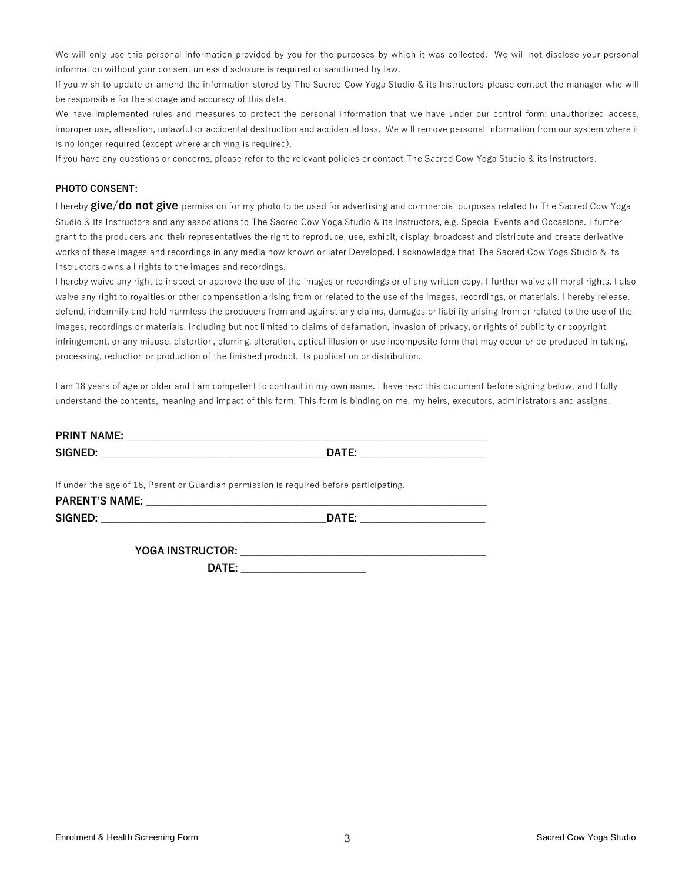We will only use this personal information provided by you for the purposes by which it was collected. We will not disclose your personal information without your consent unless disclosure is required or sanctioned by law.

If you wish to update or amend the information stored by The Sacred Cow Yoga Studio & its Instructors please contact the manager who will be responsible for the storage and accuracy of this data.

We have implemented rules and measures to protect the personal information that we have under our control form: unauthorized access, improper use, alteration, unlawful or accidental destruction and accidental loss. We will remove personal information from our system where it is no longer required (except where archiving is required).

If you have any questions or concerns, please refer to the relevant policies or contact The Sacred Cow Yoga Studio & its Instructors.

**PHOTO CONSENT:**

I hereby **give/do not give** permission for my photo to be used for advertising and commercial purposes related to The Sacred Cow Yoga Studio & its Instructors and any associations to The Sacred Cow Yoga Studio & its Instructors, e.g. Special Events and Occasions. I further grant to the producers and their representatives the right to reproduce, use, exhibit, display, broadcast and distribute and create derivative works of these images and recordings in any media now known or later Developed. I acknowledge that The Sacred Cow Yoga Studio & its Instructors owns all rights to the images and recordings.

I hereby waive any right to inspect or approve the use of the images or recordings or of any written copy. I further waive all moral rights. I also waive any right to royalties or other compensation arising from or related to the use of the images, recordings, or materials. I hereby release, defend, indemnify and hold harmless the producers from and against any claims, damages or liability arising from or related to the use of the images, recordings or materials, including but not limited to claims of defamation, invasion of privacy, or rights of publicity or copyright infringement, or any misuse, distortion, blurring, alteration, optical illusion or use incomposite form that may occur or be produced in taking, processing, reduction or production of the finished product, its publication or distribution.

I am 18 years of age or older and I am competent to contract in my own name. I have read this document before signing below, and I fully understand the contents, meaning and impact of this form. This form is binding on me, my heirs, executors, administrators and assigns.

**PRINT NAME:** ______________________________________________

**SIGNED:** ________________________________ **DATE:** __________________

If under the age of 18, Parent or Guardian permission is required before participating.

**PARENT'S NAME:** ______________________________________________

**SIGNED:** ________________________________ **DATE:** __________________

**YOGA INSTRUCTOR:** ____________________________________

**DATE:** __________________